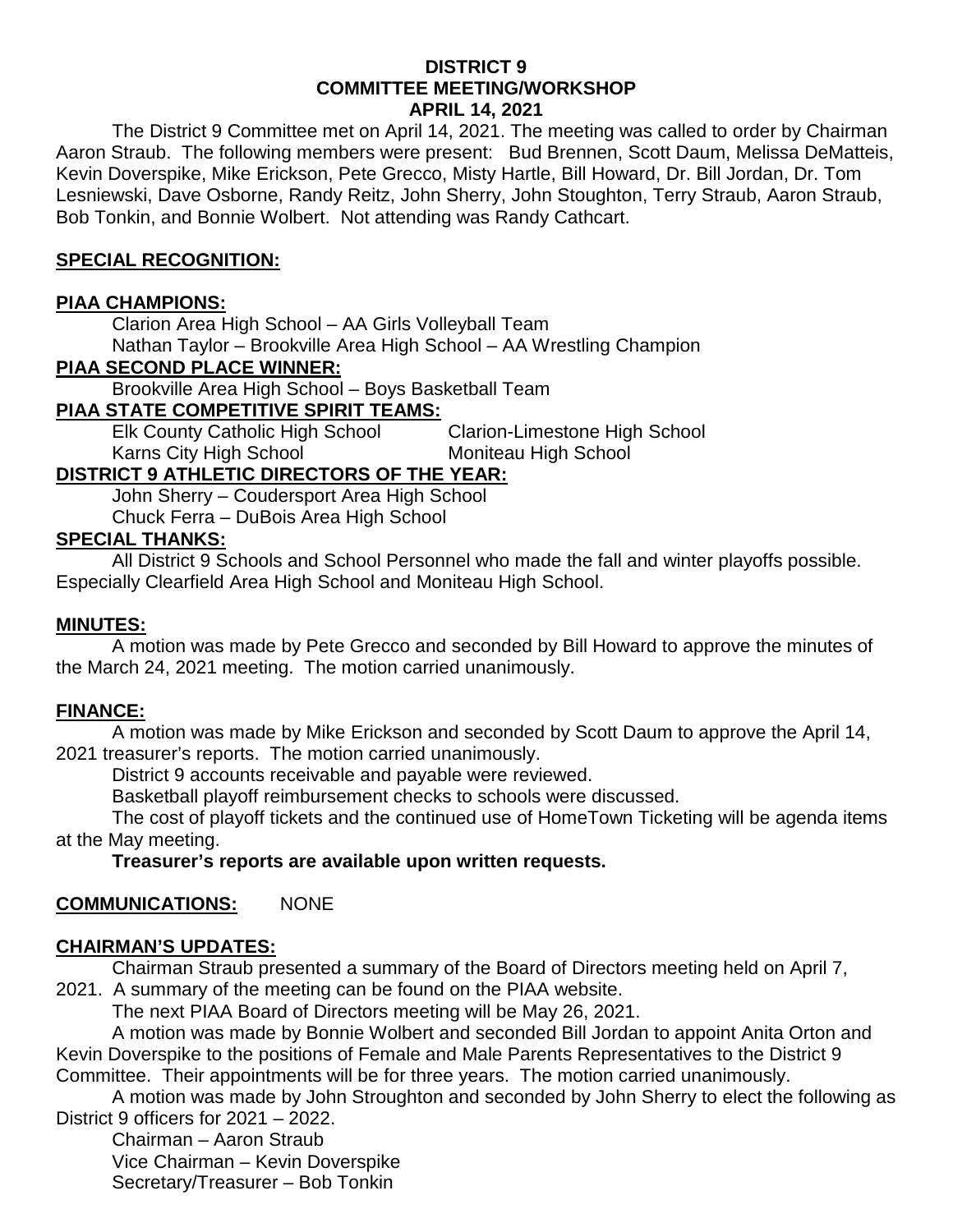**DISTRICT 9**
**COMMITTEE MEETING/WORKSHOP**
**APRIL 14, 2021**

The District 9 Committee met on April 14, 2021. The meeting was called to order by Chairman Aaron Straub. The following members were present: Bud Brennen, Scott Daum, Melissa DeMatteis, Kevin Doverspike, Mike Erickson, Pete Grecco, Misty Hartle, Bill Howard, Dr. Bill Jordan, Dr. Tom Lesniewski, Dave Osborne, Randy Reitz, John Sherry, John Stoughton, Terry Straub, Aaron Straub, Bob Tonkin, and Bonnie Wolbert. Not attending was Randy Cathcart.

**SPECIAL RECOGNITION:**

**PIAA CHAMPIONS:**

Clarion Area High School – AA Girls Volleyball Team
Nathan Taylor – Brookville Area High School – AA Wrestling Champion

**PIAA SECOND PLACE WINNER:**

Brookville Area High School – Boys Basketball Team

**PIAA STATE COMPETITIVE SPIRIT TEAMS:**

Elk County Catholic High School
Clarion-Limestone High School
Karns City High School
Moniteau High School

**DISTRICT 9 ATHLETIC DIRECTORS OF THE YEAR:**

John Sherry – Coudersport Area High School
Chuck Ferra – DuBois Area High School

**SPECIAL THANKS:**

All District 9 Schools and School Personnel who made the fall and winter playoffs possible. Especially Clearfield Area High School and Moniteau High School.

**MINUTES:**

A motion was made by Pete Grecco and seconded by Bill Howard to approve the minutes of the March 24, 2021 meeting. The motion carried unanimously.

**FINANCE:**

A motion was made by Mike Erickson and seconded by Scott Daum to approve the April 14, 2021 treasurer's reports. The motion carried unanimously.

District 9 accounts receivable and payable were reviewed.

Basketball playoff reimbursement checks to schools were discussed.

The cost of playoff tickets and the continued use of HomeTown Ticketing will be agenda items at the May meeting.

**Treasurer's reports are available upon written requests.**

**COMMUNICATIONS:** NONE

**CHAIRMAN'S UPDATES:**

Chairman Straub presented a summary of the Board of Directors meeting held on April 7, 2021. A summary of the meeting can be found on the PIAA website.

The next PIAA Board of Directors meeting will be May 26, 2021.

A motion was made by Bonnie Wolbert and seconded Bill Jordan to appoint Anita Orton and Kevin Doverspike to the positions of Female and Male Parents Representatives to the District 9 Committee. Their appointments will be for three years. The motion carried unanimously.

A motion was made by John Stroughton and seconded by John Sherry to elect the following as District 9 officers for 2021 – 2022.

Chairman – Aaron Straub
Vice Chairman – Kevin Doverspike
Secretary/Treasurer – Bob Tonkin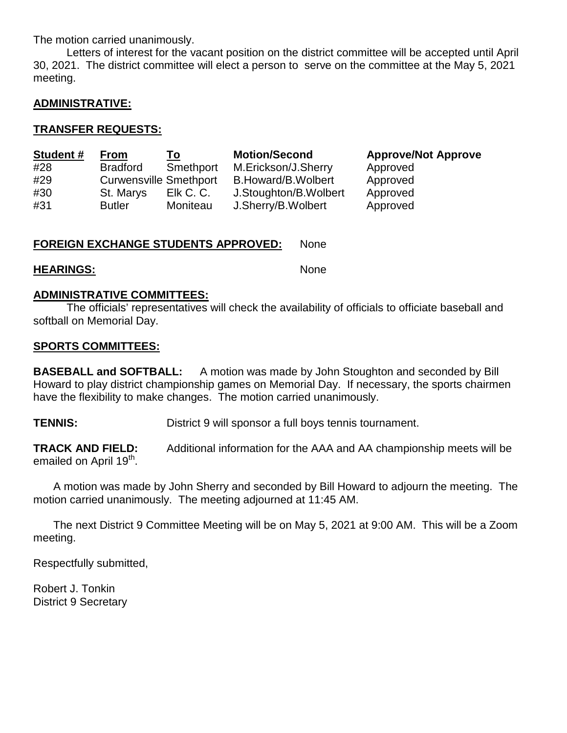The motion carried unanimously.

Letters of interest for the vacant position on the district committee will be accepted until April 30, 2021. The district committee will elect a person to serve on the committee at the May 5, 2021 meeting.

**ADMINISTRATIVE:**

**TRANSFER REQUESTS:**

| Student # | From | To | Motion/Second | Approve/Not Approve |
|---|---|---|---|---|
| #28 | Bradford | Smethport | M.Erickson/J.Sherry | Approved |
| #29 | Curwensville | Smethport | B.Howard/B.Wolbert | Approved |
| #30 | St. Marys | Elk C. C. | J.Stoughton/B.Wolbert | Approved |
| #31 | Butler | Moniteau | J.Sherry/B.Wolbert | Approved |

**FOREIGN EXCHANGE STUDENTS APPROVED:** None

**HEARINGS:** None

**ADMINISTRATIVE COMMITTEES:**

The officials' representatives will check the availability of officials to officiate baseball and softball on Memorial Day.

**SPORTS COMMITTEES:**

**BASEBALL and SOFTBALL:** A motion was made by John Stoughton and seconded by Bill Howard to play district championship games on Memorial Day. If necessary, the sports chairmen have the flexibility to make changes. The motion carried unanimously.

**TENNIS:** District 9 will sponsor a full boys tennis tournament.

**TRACK AND FIELD:** Additional information for the AAA and AA championship meets will be emailed on April 19th.

A motion was made by John Sherry and seconded by Bill Howard to adjourn the meeting. The motion carried unanimously. The meeting adjourned at 11:45 AM.

The next District 9 Committee Meeting will be on May 5, 2021 at 9:00 AM. This will be a Zoom meeting.

Respectfully submitted,

Robert J. Tonkin
District 9 Secretary